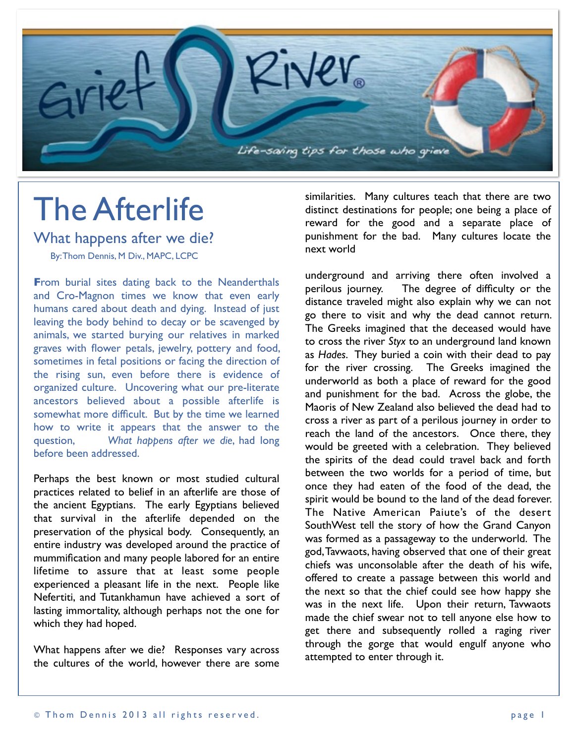Grief River®

Life-saving tips for those who grieve

# The Afterlife

## What happens after we die?

By: Thom Dennis, M Div., MAPC, LCPC

**F**rom burial sites dating back to the Neanderthals and Cro-Magnon times we know that even early humans cared about death and dying. Instead of just leaving the body behind to decay or be scavenged by animals, we started burying our relatives in marked graves with flower petals, jewelry, pottery and food, sometimes in fetal positions or facing the direction of the rising sun, even before there is evidence of organized culture. Uncovering what our pre-literate ancestors believed about a possible afterlife is somewhat more difficult. But by the time we learned how to write it appears that the answer to the question, *What happens after we die*, had long before been addressed.

Perhaps the best known or most studied cultural practices related to belief in an afterlife are those of the ancient Egyptians. The early Egyptians believed that survival in the afterlife depended on the preservation of the physical body. Consequently, an entire industry was developed around the practice of mummification and many people labored for an entire lifetime to assure that at least some people experienced a pleasant life in the next. People like Nefertiti, and Tutankhamun have achieved a sort of lasting immortality, although perhaps not the one for which they had hoped.

What happens after we die? Responses vary across the cultures of the world, however there are some similarities. Many cultures teach that there are two distinct destinations for people; one being a place of reward for the good and a separate place of punishment for the bad. Many cultures locate the next world

underground and arriving there often involved a perilous journey. The degree of difficulty or the distance traveled might also explain why we can not go there to visit and why the dead cannot return. The Greeks imagined that the deceased would have to cross the river *Styx* to an underground land known as *Hades*. They buried a coin with their dead to pay for the river crossing. The Greeks imagined the underworld as both a place of reward for the good and punishment for the bad. Across the globe, the Maoris of New Zealand also believed the dead had to cross a river as part of a perilous journey in order to reach the land of the ancestors. Once there, they would be greeted with a celebration. They believed the spirits of the dead could travel back and forth between the two worlds for a period of time, but once they had eaten of the food of the dead, the spirit would be bound to the land of the dead forever. The Native American Paiute's of the desert SouthWest tell the story of how the Grand Canyon was formed as a passageway to the underworld. The god, Tavwaots, having observed that one of their great chiefs was unconsolable after the death of his wife, offered to create a passage between this world and the next so that the chief could see how happy she was in the next life. Upon their return, Tavwaots made the chief swear not to tell anyone else how to get there and subsequently rolled a raging river through the gorge that would engulf anyone who attempted to enter through it.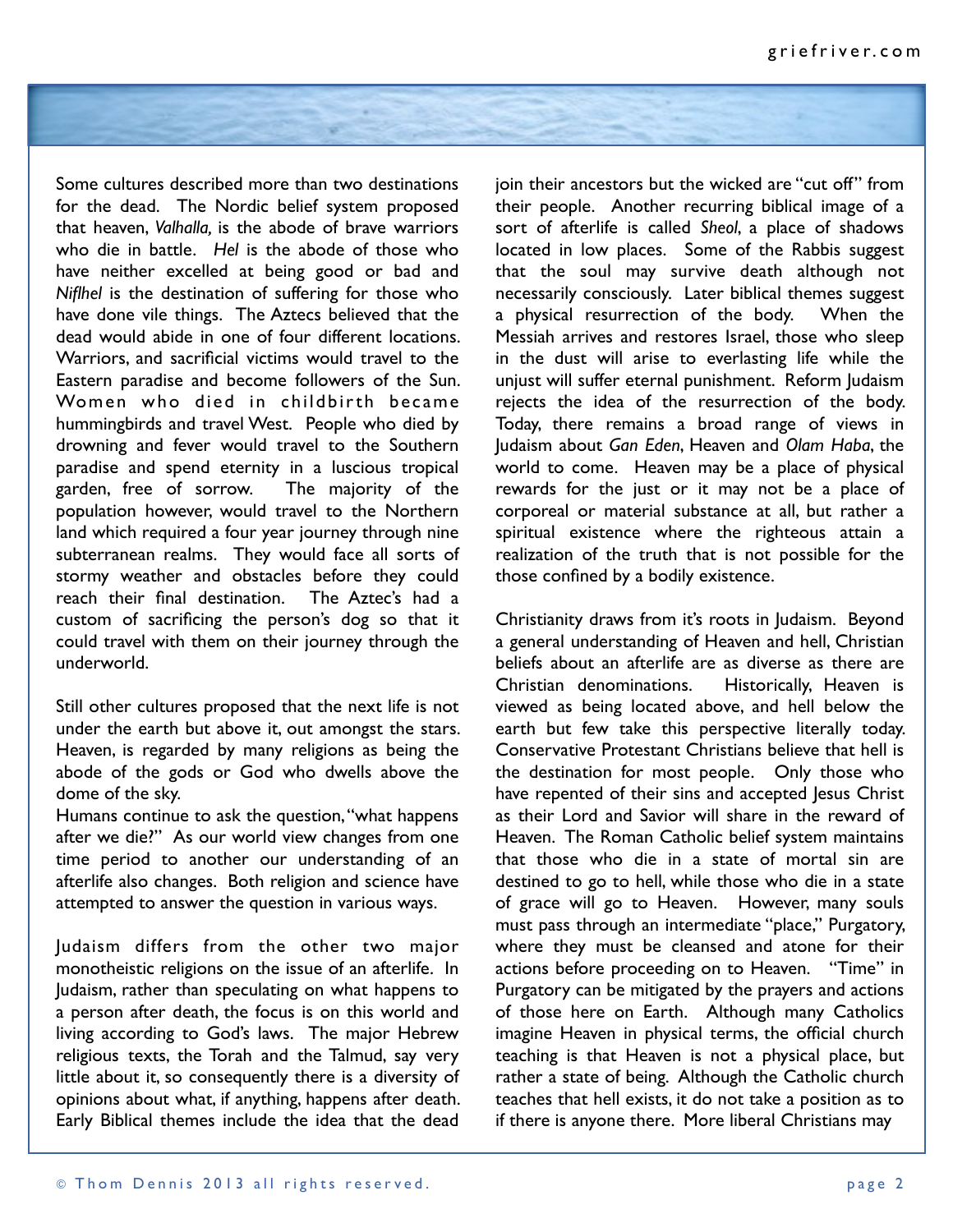Some cultures described more than two destinations for the dead. The Nordic belief system proposed that heaven, *Valhalla,* is the abode of brave warriors who die in battle. *Hel* is the abode of those who have neither excelled at being good or bad and *Niflhel* is the destination of suffering for those who have done vile things. The Aztecs believed that the dead would abide in one of four different locations. Warriors, and sacrificial victims would travel to the Eastern paradise and become followers of the Sun. Women who died in childbirth became hummingbirds and travel West. People who died by drowning and fever would travel to the Southern paradise and spend eternity in a luscious tropical garden, free of sorrow. The majority of the population however, would travel to the Northern land which required a four year journey through nine subterranean realms. They would face all sorts of stormy weather and obstacles before they could reach their final destination. The Aztec's had a custom of sacrificing the person's dog so that it could travel with them on their journey through the underworld.

Still other cultures proposed that the next life is not under the earth but above it, out amongst the stars. Heaven, is regarded by many religions as being the abode of the gods or God who dwells above the dome of the sky.

Humans continue to ask the question, "what happens after we die?" As our world view changes from one time period to another our understanding of an afterlife also changes. Both religion and science have attempted to answer the question in various ways.

Judaism differs from the other two major monotheistic religions on the issue of an afterlife. In Judaism, rather than speculating on what happens to a person after death, the focus is on this world and living according to God's laws. The major Hebrew religious texts, the Torah and the Talmud, say very little about it, so consequently there is a diversity of opinions about what, if anything, happens after death. Early Biblical themes include the idea that the dead join their ancestors but the wicked are "cut off" from their people. Another recurring biblical image of a sort of afterlife is called *Sheol*, a place of shadows located in low places. Some of the Rabbis suggest that the soul may survive death although not necessarily consciously. Later biblical themes suggest a physical resurrection of the body. When the Messiah arrives and restores Israel, those who sleep in the dust will arise to everlasting life while the unjust will suffer eternal punishment. Reform Judaism rejects the idea of the resurrection of the body. Today, there remains a broad range of views in Judaism about *Gan Eden*, Heaven and *Olam Haba*, the world to come. Heaven may be a place of physical rewards for the just or it may not be a place of corporeal or material substance at all, but rather a spiritual existence where the righteous attain a realization of the truth that is not possible for the those confined by a bodily existence.

Christianity draws from it's roots in Judaism. Beyond a general understanding of Heaven and hell, Christian beliefs about an afterlife are as diverse as there are Christian denominations. Historically, Heaven is viewed as being located above, and hell below the earth but few take this perspective literally today. Conservative Protestant Christians believe that hell is the destination for most people. Only those who have repented of their sins and accepted Jesus Christ as their Lord and Savior will share in the reward of Heaven. The Roman Catholic belief system maintains that those who die in a state of mortal sin are destined to go to hell, while those who die in a state of grace will go to Heaven. However, many souls must pass through an intermediate "place," Purgatory, where they must be cleansed and atone for their actions before proceeding on to Heaven. "Time" in Purgatory can be mitigated by the prayers and actions of those here on Earth. Although many Catholics imagine Heaven in physical terms, the official church teaching is that Heaven is not a physical place, but rather a state of being. Although the Catholic church teaches that hell exists, it do not take a position as to if there is anyone there. More liberal Christians may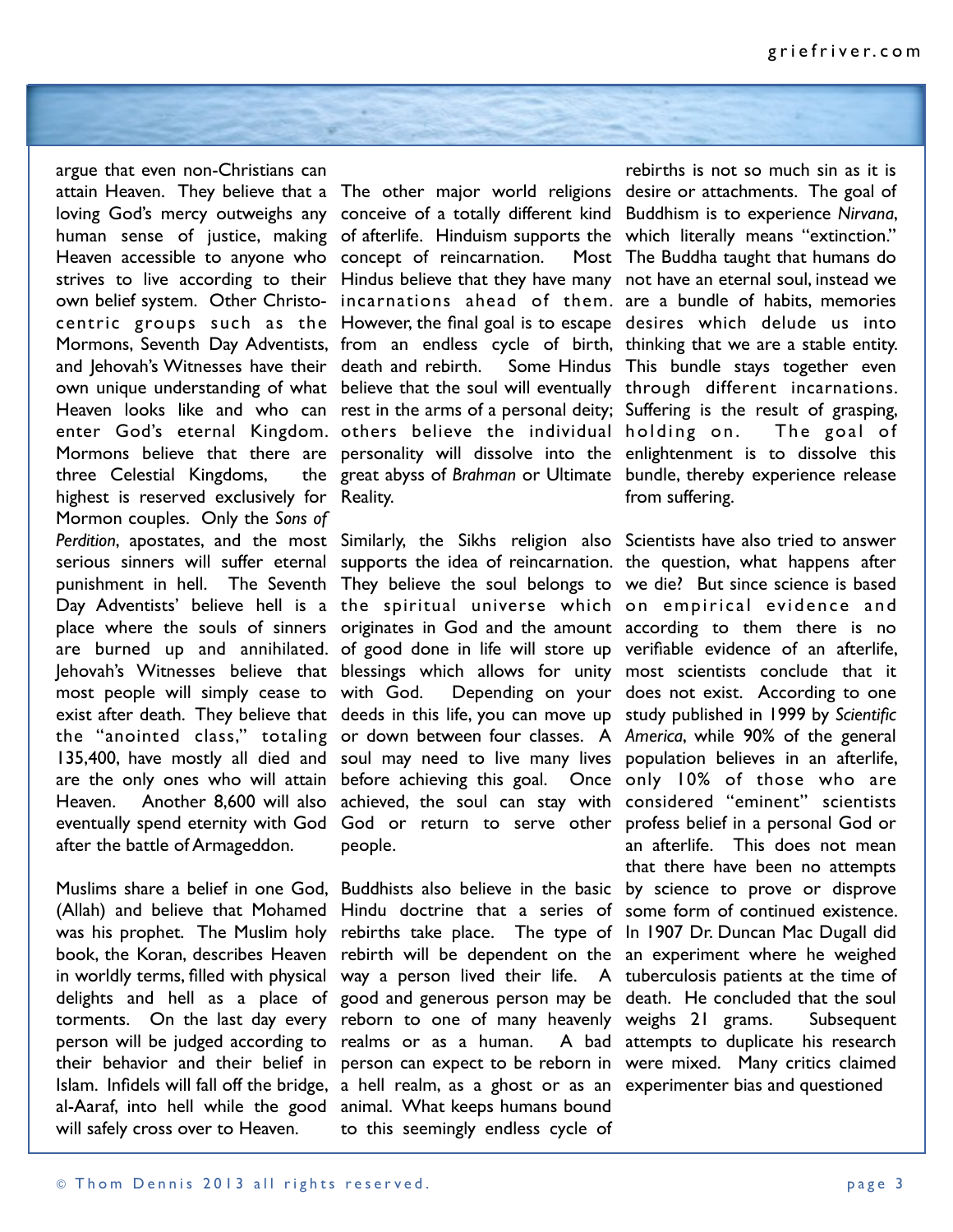argue that even non-Christians can attain Heaven. They believe that a loving God's mercy outweighs any human sense of justice, making Heaven accessible to anyone who strives to live according to their own belief system. Other Christocentric groups such as the Mormons, Seventh Day Adventists, and Jehovah's Witnesses have their own unique understanding of what Heaven looks like and who can enter God's eternal Kingdom. Mormons believe that there are three Celestial Kingdoms, the highest is reserved exclusively for Mormon couples. Only the *Sons of Perdition*, apostates, and the most serious sinners will suffer eternal punishment in hell. The Seventh Day Adventists' believe hell is a place where the souls of sinners are burned up and annihilated. Jehovah's Witnesses believe that most people will simply cease to exist after death. They believe that the "anointed class," totaling 135,400, have mostly all died and are the only ones who will attain Heaven. Another 8,600 will also eventually spend eternity with God after the battle of Armageddon.

Muslims share a belief in one God, (Allah) and believe that Mohamed was his prophet. The Muslim holy book, the Koran, describes Heaven in worldly terms, filled with physical delights and hell as a place of torments. On the last day every person will be judged according to their behavior and their belief in Islam. Infidels will fall off the bridge, al-Aaraf, into hell while the good will safely cross over to Heaven.

The other major world religions conceive of a totally different kind of afterlife. Hinduism supports the concept of reincarnation. Most Hindus believe that they have many incarnations ahead of them. However, the final goal is to escape from an endless cycle of birth, death and rebirth. Some Hindus believe that the soul will eventually rest in the arms of a personal deity; others believe the individual personality will dissolve into the great abyss of *Brahman* or Ultimate Reality.

Similarly, the Sikhs religion also supports the idea of reincarnation. They believe the soul belongs to the spiritual universe which originates in God and the amount of good done in life will store up blessings which allows for unity with God. Depending on your deeds in this life, you can move up or down between four classes. A soul may need to live many lives before achieving this goal. Once achieved, the soul can stay with God or return to serve other people.

Buddhists also believe in the basic Hindu doctrine that a series of rebirths take place. The type of rebirth will be dependent on the way a person lived their life. A good and generous person may be reborn to one of many heavenly realms or as a human. A bad person can expect to be reborn in a hell realm, as a ghost or as an animal. What keeps humans bound to this seemingly endless cycle of rebirths is not so much sin as it is desire or attachments. The goal of Buddhism is to experience *Nirvana*, which literally means "extinction." The Buddha taught that humans do not have an eternal soul, instead we are a bundle of habits, memories desires which delude us into thinking that we are a stable entity. This bundle stays together even through different incarnations. Suffering is the result of grasping, holding on. The goal of enlightenment is to dissolve this bundle, thereby experience release from suffering.

Scientists have also tried to answer the question, what happens after we die? But since science is based on empirical evidence and according to them there is no verifiable evidence of an afterlife, most scientists conclude that it does not exist. According to one study published in 1999 by *Scientific America*, while 90% of the general population believes in an afterlife, only 10% of those who are considered "eminent" scientists profess belief in a personal God or an afterlife. This does not mean that there have been no attempts by science to prove or disprove some form of continued existence. In 1907 Dr. Duncan Mac Dugall did an experiment where he weighed tuberculosis patients at the time of death. He concluded that the soul weighs 21 grams. Subsequent attempts to duplicate his research were mixed. Many critics claimed experimenter bias and questioned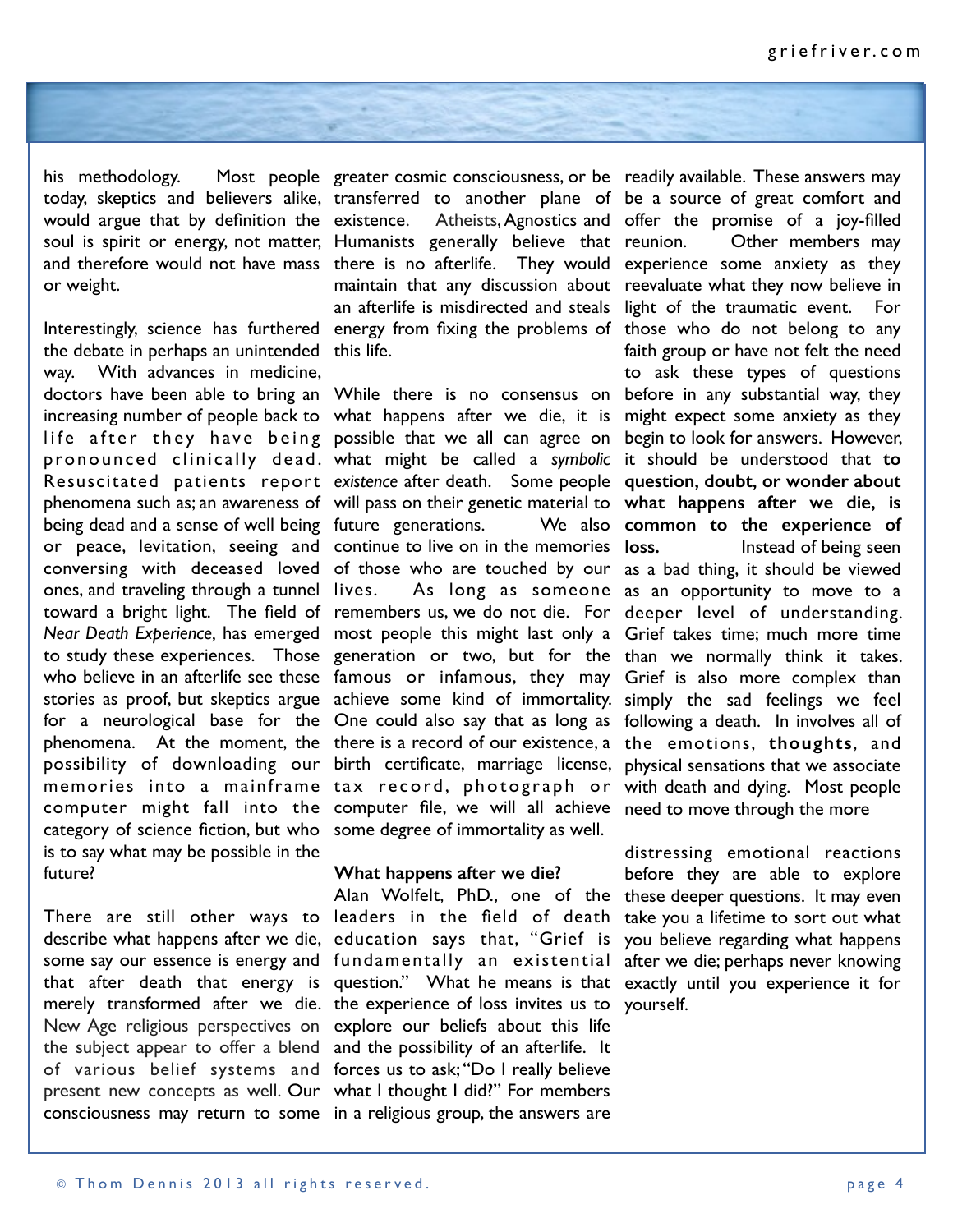his methodology. Most people today, skeptics and believers alike, would argue that by definition the soul is spirit or energy, not matter, and therefore would not have mass or weight.

Interestingly, science has furthered the debate in perhaps an unintended way. With advances in medicine, doctors have been able to bring an increasing number of people back to life after they have being pronounced clinically dead. Resuscitated patients report phenomena such as; an awareness of being dead and a sense of well being or peace, levitation, seeing and conversing with deceased loved ones, and traveling through a tunnel toward a bright light. The field of *Near Death Experience,* has emerged to study these experiences. Those who believe in an afterlife see these stories as proof, but skeptics argue for a neurological base for the phenomena. At the moment, the possibility of downloading our memories into a mainframe computer might fall into the category of science fiction, but who is to say what may be possible in the future?

There are still other ways to describe what happens after we die, some say our essence is energy and that after death that energy is merely transformed after we die. New Age religious perspectives on the subject appear to offer a blend of various belief systems and present new concepts as well. Our consciousness may return to some greater cosmic consciousness, or be transferred to another plane of existence. Atheists, Agnostics and Humanists generally believe that there is no afterlife. They would maintain that any discussion about an afterlife is misdirected and steals energy from fixing the problems of this life.

While there is no consensus on what happens after we die, it is possible that we all can agree on what might be called a *symbolic existence* after death. Some people will pass on their genetic material to future generations. We also continue to live on in the memories of those who are touched by our lives. As long as someone remembers us, we do not die. For most people this might last only a generation or two, but for the famous or infamous, they may achieve some kind of immortality. One could also say that as long as there is a record of our existence, a birth certificate, marriage license, tax record, photograph or computer file, we will all achieve some degree of immortality as well.

**What happens after we die?**

Alan Wolfelt, PhD., one of the leaders in the field of death education says that, "Grief is fundamentally an existential question." What he means is that the experience of loss invites us to explore our beliefs about this life and the possibility of an afterlife. It forces us to ask; "Do I really believe what I thought I did?" For members in a religious group, the answers are readily available. These answers may be a source of great comfort and offer the promise of a joy-filled reunion. Other members may experience some anxiety as they reevaluate what they now believe in light of the traumatic event. For those who do not belong to any faith group or have not felt the need to ask these types of questions before in any substantial way, they might expect some anxiety as they begin to look for answers. However, it should be understood that **to question, doubt, or wonder about what happens after we die, is common to the experience of loss.** Instead of being seen as a bad thing, it should be viewed as an opportunity to move to a deeper level of understanding. Grief takes time; much more time than we normally think it takes. Grief is also more complex than simply the sad feelings we feel following a death. In involves all of the emotions, **thoughts**, and physical sensations that we associate with death and dying. Most people need to move through the more distressing emotional reactions before they are able to explore these deeper questions. It may even take you a lifetime to sort out what you believe regarding what happens after we die; perhaps never knowing exactly until you experience it for yourself.